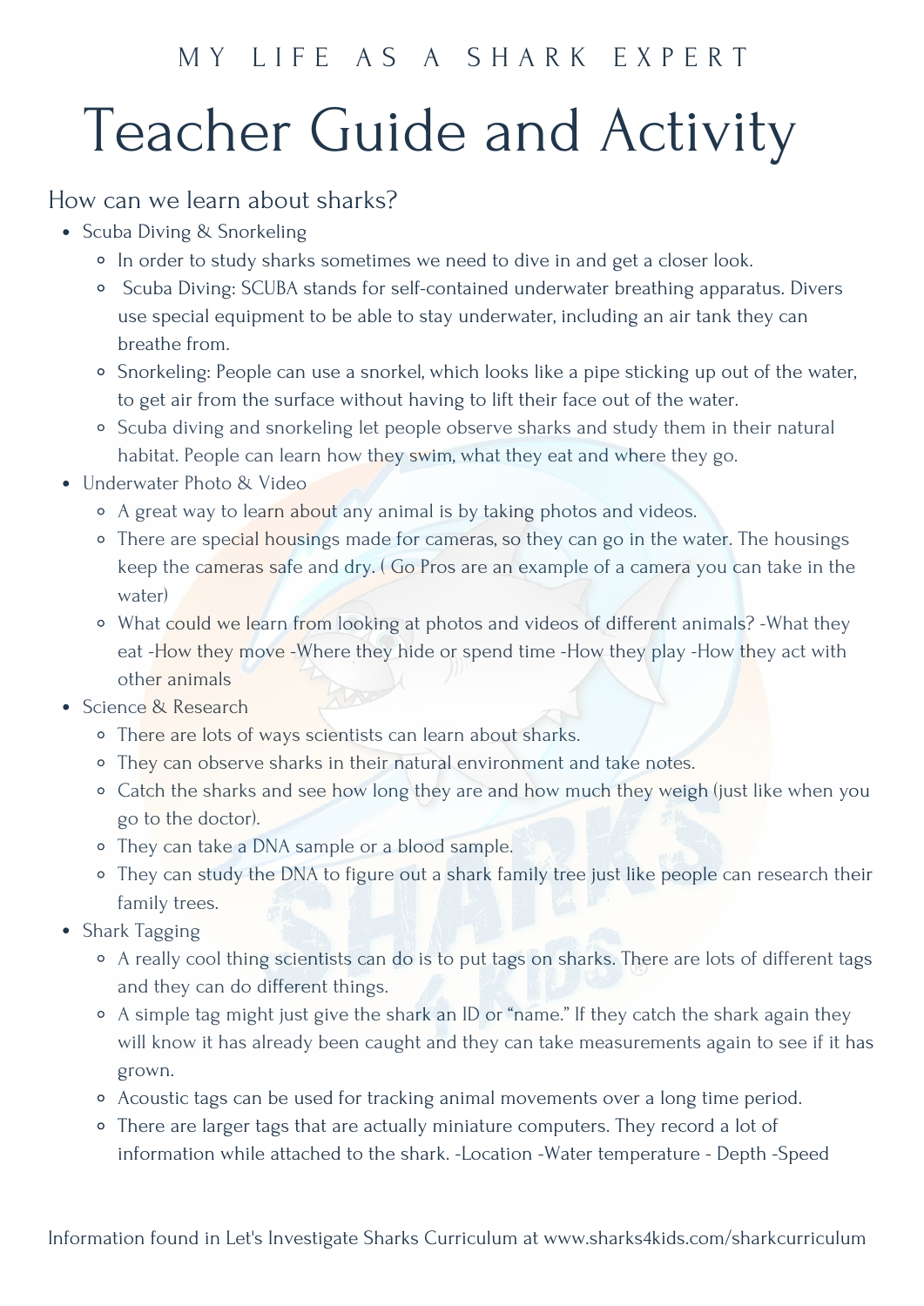MY LIFE AS A SHARK EXPERT

# Teacher Guide and Activity

## How can we learn about sharks?

- Scuba Diving & Snorkeling
  - In order to study sharks sometimes we need to dive in and get a closer look.
  - Scuba Diving: SCUBA stands for self-contained underwater breathing apparatus. Divers use special equipment to be able to stay underwater, including an air tank they can breathe from.
  - Snorkeling: People can use a snorkel, which looks like a pipe sticking up out of the water, to get air from the surface without having to lift their face out of the water.
  - Scuba diving and snorkeling let people observe sharks and study them in their natural habitat. People can learn how they swim, what they eat and where they go.
- Underwater Photo & Video
  - A great way to learn about any animal is by taking photos and videos.
  - There are special housings made for cameras, so they can go in the water. The housings keep the cameras safe and dry. ( Go Pros are an example of a camera you can take in the water)
  - What could we learn from looking at photos and videos of different animals? -What they eat -How they move -Where they hide or spend time -How they play -How they act with other animals
- Science & Research
  - There are lots of ways scientists can learn about sharks.
  - They can observe sharks in their natural environment and take notes.
  - Catch the sharks and see how long they are and how much they weigh (just like when you go to the doctor).
  - They can take a DNA sample or a blood sample.
  - They can study the DNA to figure out a shark family tree just like people can research their family trees.
- Shark Tagging
  - A really cool thing scientists can do is to put tags on sharks. There are lots of different tags and they can do different things.
  - A simple tag might just give the shark an ID or "name." If they catch the shark again they will know it has already been caught and they can take measurements again to see if it has grown.
  - Acoustic tags can be used for tracking animal movements over a long time period.
  - There are larger tags that are actually miniature computers. They record a lot of information while attached to the shark. -Location -Water temperature - Depth -Speed

Information found in Let's Investigate Sharks Curriculum at www.sharks4kids.com/sharkcurriculum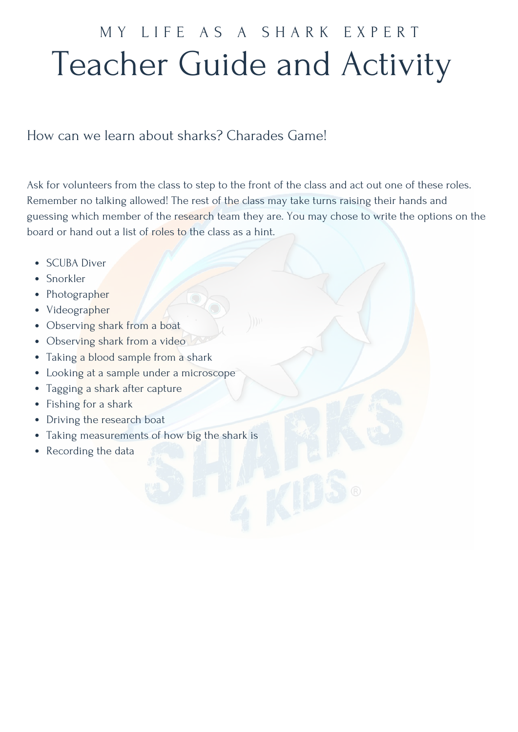MY LIFE AS A SHARK EXPERT

# Teacher Guide and Activity

## How can we learn about sharks? Charades Game!

Ask for volunteers from the class to step to the front of the class and act out one of these roles. Remember no talking allowed! The rest of the class may take turns raising their hands and guessing which member of the research team they are. You may chose to write the options on the board or hand out a list of roles to the class as a hint.

- SCUBA Diver
- Snorkler
- Photographer
- Videographer
- Observing shark from a boat
- Observing shark from a video
- Taking a blood sample from a shark
- Looking at a sample under a microscope
- Tagging a shark after capture
- Fishing for a shark
- Driving the research boat
- Taking measurements of how big the shark is
- Recording the data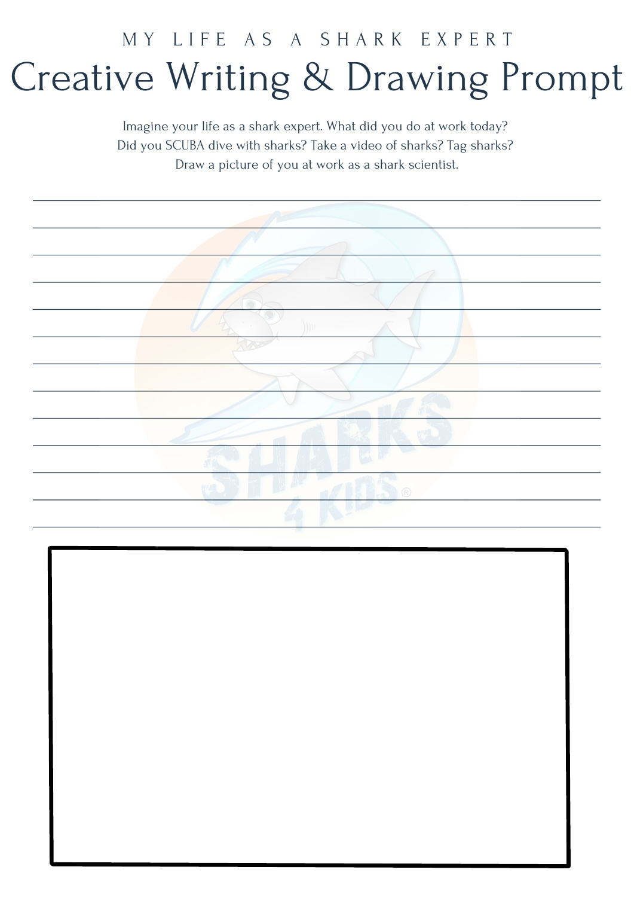MY LIFE AS A SHARK EXPERT

# Creative Writing & Drawing Prompt

Imagine your life as a shark expert. What did you do at work today?
Did you SCUBA dive with sharks? Take a video of sharks? Tag sharks?
Draw a picture of you at work as a shark scientist.